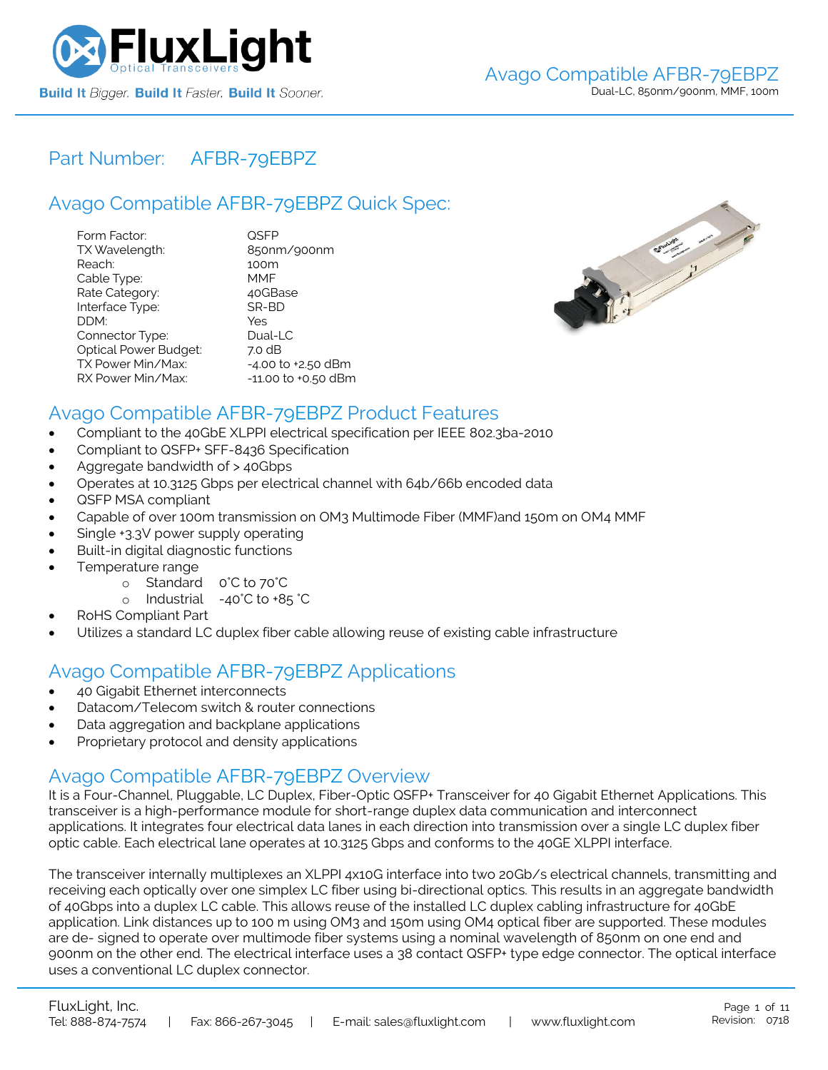## Part Number: AFBR-79EBPZ

## Avago Compatible AFBR-79EBPZ Quick Spec:

| | |
|---|---|
| Form Factor: | QSFP |
| TX Wavelength: | 850nm/900nm |
| Reach: | 100m |
| Cable Type: | MMF |
| Rate Category: | 40GBase |
| Interface Type: | SR-BD |
| DDM: | Yes |
| Connector Type: | Dual-LC |
| Optical Power Budget: | 7.0 dB |
| TX Power Min/Max: | -4.00 to +2.50 dBm |
| RX Power Min/Max: | -11.00 to +0.50 dBm |

## Avago Compatible AFBR-79EBPZ Product Features

- Compliant to the 40GbE XLPPI electrical specification per IEEE 802.3ba-2010
- Compliant to QSFP+ SFF-8436 Specification
- Aggregate bandwidth of > 40Gbps
- Operates at 10.3125 Gbps per electrical channel with 64b/66b encoded data
- QSFP MSA compliant
- Capable of over 100m transmission on OM3 Multimode Fiber (MMF)and 150m on OM4 MMF
- Single +3.3V power supply operating
- Built-in digital diagnostic functions
- Temperature range
  - Standard 0°C to 70°C
  - Industrial -40°C to +85 °C
- RoHS Compliant Part
- Utilizes a standard LC duplex fiber cable allowing reuse of existing cable infrastructure

## Avago Compatible AFBR-79EBPZ Applications

- 40 Gigabit Ethernet interconnects
- Datacom/Telecom switch & router connections
- Data aggregation and backplane applications
- Proprietary protocol and density applications

## Avago Compatible AFBR-79EBPZ Overview

It is a Four-Channel, Pluggable, LC Duplex, Fiber-Optic QSFP+ Transceiver for 40 Gigabit Ethernet Applications. This transceiver is a high-performance module for short-range duplex data communication and interconnect applications. It integrates four electrical data lanes in each direction into transmission over a single LC duplex fiber optic cable. Each electrical lane operates at 10.3125 Gbps and conforms to the 40GE XLPPI interface.

The transceiver internally multiplexes an XLPPI 4x10G interface into two 20Gb/s electrical channels, transmitting and receiving each optically over one simplex LC fiber using bi-directional optics. This results in an aggregate bandwidth of 40Gbps into a duplex LC cable. This allows reuse of the installed LC duplex cabling infrastructure for 40GbE application. Link distances up to 100 m using OM3 and 150m using OM4 optical fiber are supported. These modules are de- signed to operate over multimode fiber systems using a nominal wavelength of 850nm on one end and 900nm on the other end. The electrical interface uses a 38 contact QSFP+ type edge connector. The optical interface uses a conventional LC duplex connector.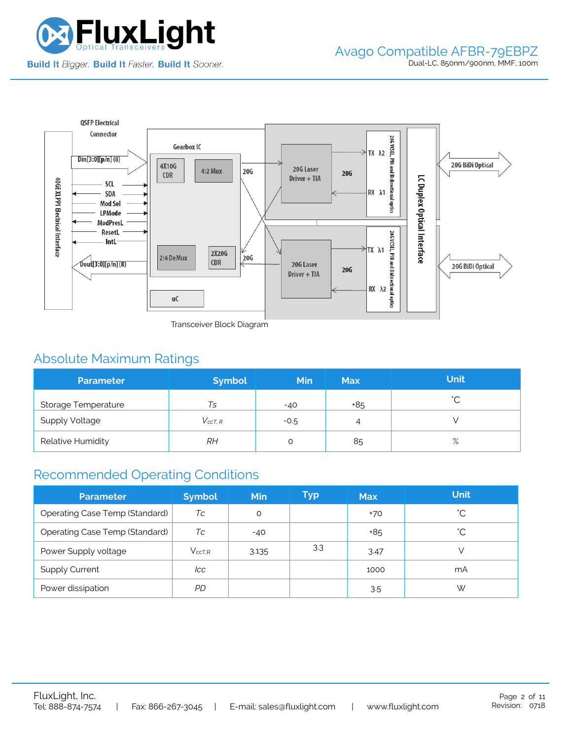Transceiver Block Diagram

## Absolute Maximum Ratings

| Parameter | Symbol | Min | Max | Unit |
|---|---|---|---|---|
| Storage Temperature | *Ts* | -40 | +85 | ˚C |
| Supply Voltage | $V_{ccT, R}$ | -0.5 | 4 | V |
| Relative Humidity | *RH* | 0 | 85 | % |

## Recommended Operating Conditions

| Parameter | Symbol | Min | Typ | Max | Unit |
|---|---|---|---|---|---|
| Operating Case Temp (Standard) | *Tc* | 0 | | +70 | ˚C |
| Operating Case Temp (Standard) | *Tc* | -40 | | +85 | ˚C |
| Power Supply voltage | $V_{ccT,R}$ | 3.135 | 3.3 | 3.47 | V |
| Supply Current | *Icc* | | | 1000 | mA |
| Power dissipation | *PD* | | | 3.5 | W |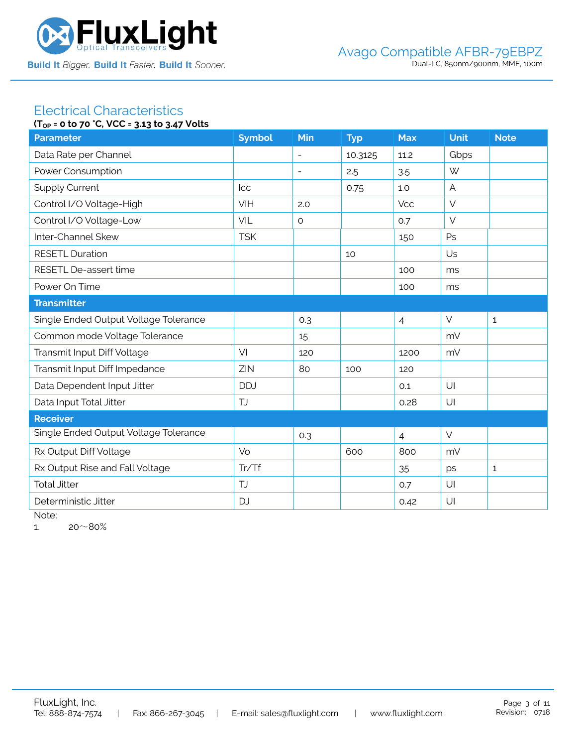## Electrical Characteristics

**($T_{OP}$ = 0 to 70 °C, VCC = 3.13 to 3.47 Volts**

| Parameter | Symbol | Min | Typ | Max | Unit | Note |
|---|---|---|---|---|---|---|
| Data Rate per Channel | | - | 10.3125 | 11.2 | Gbps | |
| Power Consumption | | - | 2.5 | 3.5 | W | |
| Supply Current | Icc | | 0.75 | 1.0 | A | |
| Control I/O Voltage-High | VIH | 2.0 | | Vcc | V | |
| Control I/O Voltage-Low | VIL | 0 | | 0.7 | V | |
| Inter-Channel Skew | TSK | | | 150 | Ps | |
| RESETL Duration | | | 10 | | Us | |
| RESETL De-assert time | | | | 100 | ms | |
| Power On Time | | | | 100 | ms | |
| **Transmitter** | | | | | | |
| Single Ended Output Voltage Tolerance | | 0.3 | | 4 | V | 1 |
| Common mode Voltage Tolerance | | 15 | | | mV | |
| Transmit Input Diff Voltage | VI | 120 | | 1200 | mV | |
| Transmit Input Diff Impedance | ZIN | 80 | 100 | 120 | | |
| Data Dependent Input Jitter | DDJ | | | 0.1 | UI | |
| Data Input Total Jitter | TJ | | | 0.28 | UI | |
| **Receiver** | | | | | | |
| Single Ended Output Voltage Tolerance | | 0.3 | | 4 | V | |
| Rx Output Diff Voltage | Vo | | 600 | 800 | mV | |
| Rx Output Rise and Fall Voltage | Tr/Tf | | | 35 | ps | 1 |
| Total Jitter | TJ | | | 0.7 | UI | |
| Deterministic Jitter | DJ | | | 0.42 | UI | |

Note:

1. 20～80%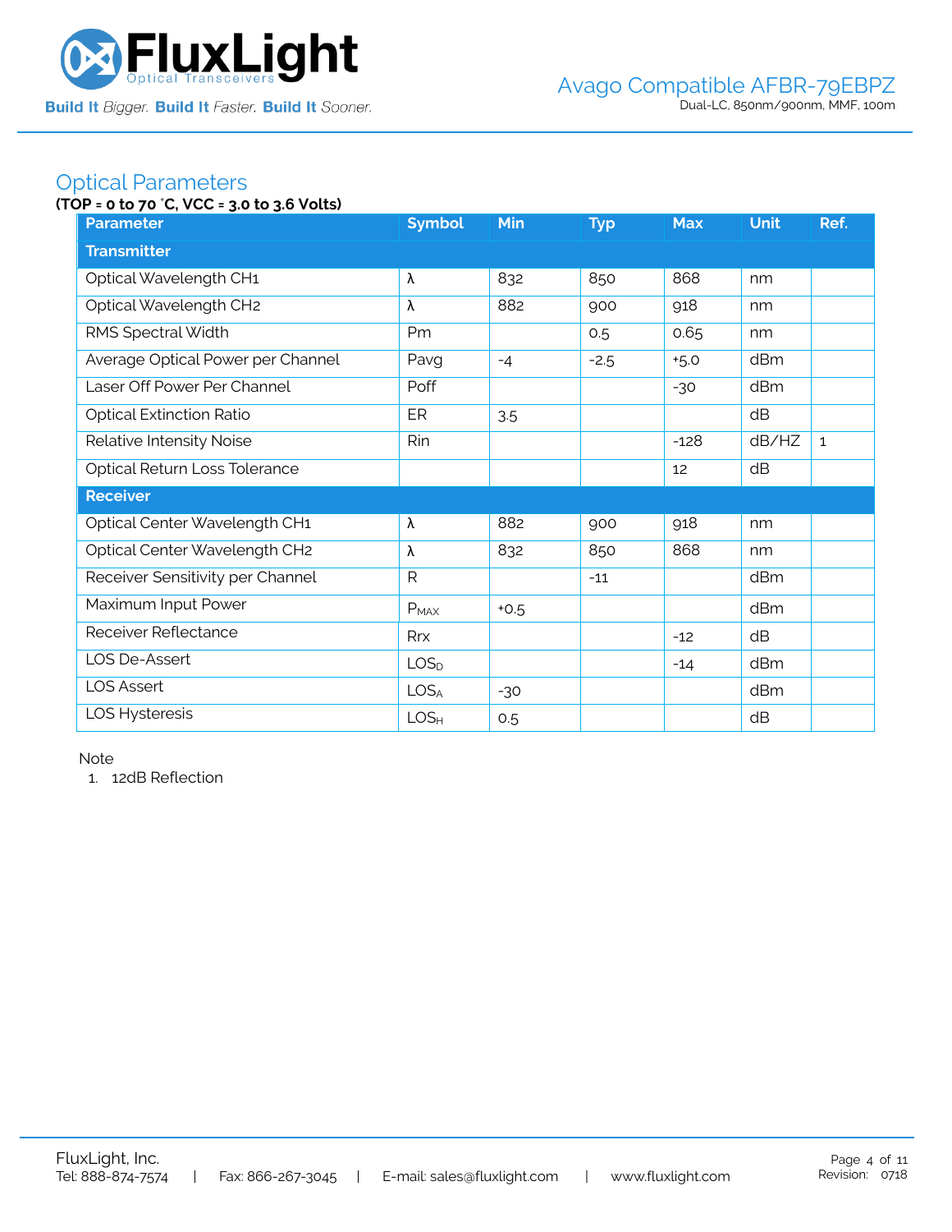## Optical Parameters

**(TOP = 0 to 70 °C, VCC = 3.0 to 3.6 Volts)**

| Parameter | Symbol | Min | Typ | Max | Unit | Ref. |
|---|---|---|---|---|---|---|
| **Transmitter** | | | | | | |
| Optical Wavelength CH1 | λ | 832 | 850 | 868 | nm | |
| Optical Wavelength CH2 | λ | 882 | 900 | 918 | nm | |
| RMS Spectral Width | Pm | | 0.5 | 0.65 | nm | |
| Average Optical Power per Channel | Pavg | -4 | -2.5 | +5.0 | dBm | |
| Laser Off Power Per Channel | Poff | | | -30 | dBm | |
| Optical Extinction Ratio | ER | 3.5 | | | dB | |
| Relative Intensity Noise | Rin | | | -128 | dB/HZ | 1 |
| Optical Return Loss Tolerance | | | | 12 | dB | |
| **Receiver** | | | | | | |
| Optical Center Wavelength CH1 | λ | 882 | 900 | 918 | nm | |
| Optical Center Wavelength CH2 | λ | 832 | 850 | 868 | nm | |
| Receiver Sensitivity per Channel | R | | -11 | | dBm | |
| Maximum Input Power | $P_{MAX}$ | +0.5 | | | dBm | |
| Receiver Reflectance | Rrx | | | -12 | dB | |
| LOS De-Assert | $LOS_D$ | | | -14 | dBm | |
| LOS Assert | $LOS_A$ | -30 | | | dBm | |
| LOS Hysteresis | $LOS_H$ | 0.5 | | | dB | |

Note

1. 12dB Reflection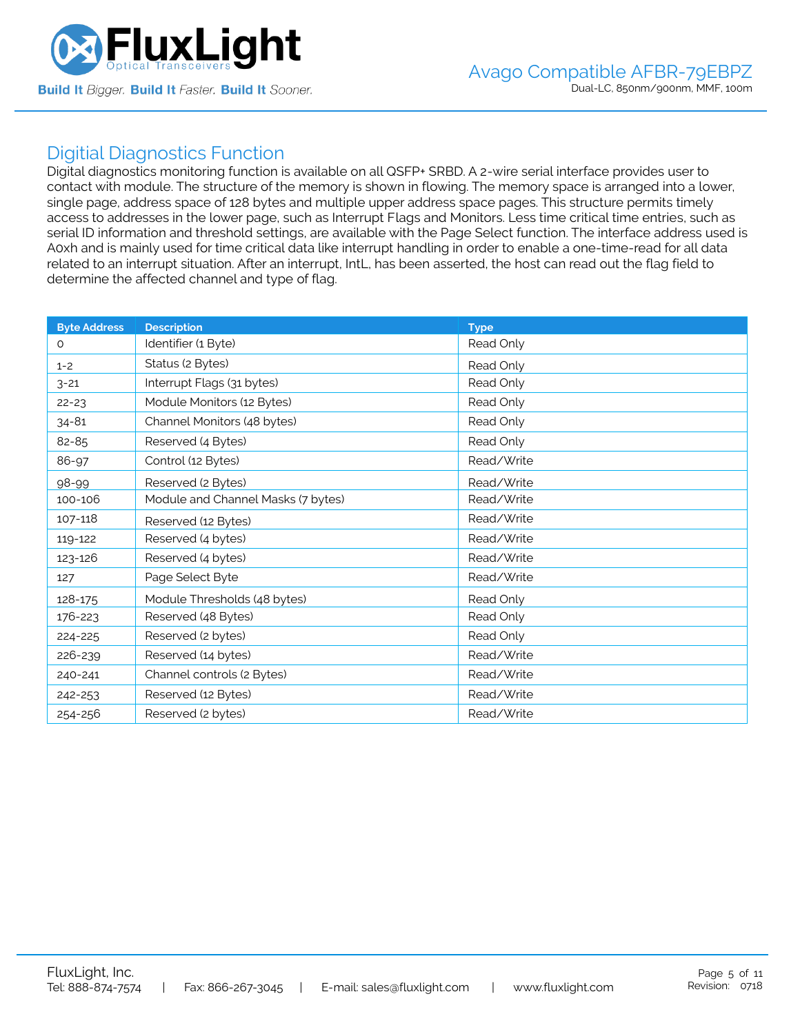## Digitial Diagnostics Function

Digital diagnostics monitoring function is available on all QSFP+ SRBD. A 2-wire serial interface provides user to contact with module. The structure of the memory is shown in flowing. The memory space is arranged into a lower, single page, address space of 128 bytes and multiple upper address space pages. This structure permits timely access to addresses in the lower page, such as Interrupt Flags and Monitors. Less time critical time entries, such as serial ID information and threshold settings, are available with the Page Select function. The interface address used is A0xh and is mainly used for time critical data like interrupt handling in order to enable a one-time-read for all data related to an interrupt situation. After an interrupt, IntL, has been asserted, the host can read out the flag field to determine the affected channel and type of flag.

| Byte Address | Description | Type |
|---|---|---|
| 0 | Identifier (1 Byte) | Read Only |
| 1-2 | Status (2 Bytes) | Read Only |
| 3-21 | Interrupt Flags (31 bytes) | Read Only |
| 22-23 | Module Monitors (12 Bytes) | Read Only |
| 34-81 | Channel Monitors (48 bytes) | Read Only |
| 82-85 | Reserved (4 Bytes) | Read Only |
| 86-97 | Control (12 Bytes) | Read/Write |
| 98-99 | Reserved (2 Bytes) | Read/Write |
| 100-106 | Module and Channel Masks (7 bytes) | Read/Write |
| 107-118 | Reserved (12 Bytes) | Read/Write |
| 119-122 | Reserved (4 bytes) | Read/Write |
| 123-126 | Reserved (4 bytes) | Read/Write |
| 127 | Page Select Byte | Read/Write |
| 128-175 | Module Thresholds (48 bytes) | Read Only |
| 176-223 | Reserved (48 Bytes) | Read Only |
| 224-225 | Reserved (2 bytes) | Read Only |
| 226-239 | Reserved (14 bytes) | Read/Write |
| 240-241 | Channel controls (2 Bytes) | Read/Write |
| 242-253 | Reserved (12 Bytes) | Read/Write |
| 254-256 | Reserved (2 bytes) | Read/Write |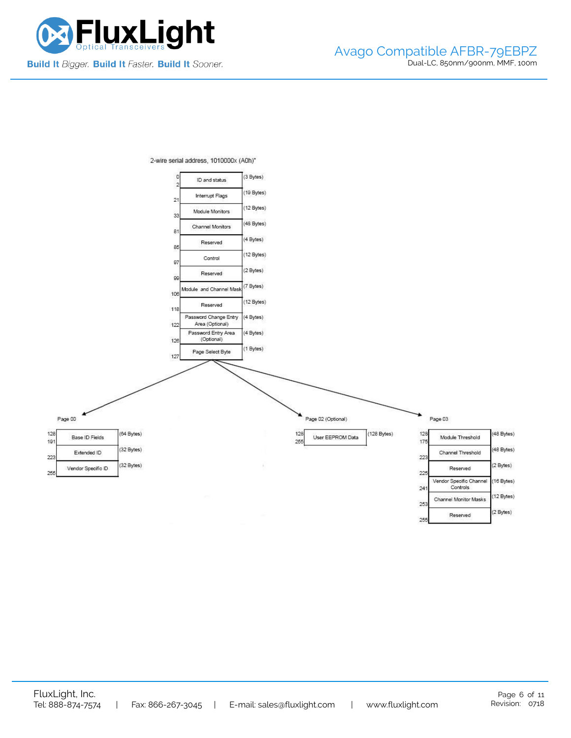2-wire serial address, 1010000x (A0h)"

| Address | Field | Size |
|---|---|---|
| 0–2 | ID and status | (3 Bytes) |
| 21 | Interrupt Flags | (19 Bytes) |
| 33 | Module Monitors | (12 Bytes) |
| 81 | Channel Monitors | (48 Bytes) |
| 85 | Reserved | (4 Bytes) |
| 97 | Control | (12 Bytes) |
| 99 | Reserved | (2 Bytes) |
| 106 | Module and Channel Mask | (7 Bytes) |
| 118 | Reserved | (12 Bytes) |
| 122 | Password Change Entry Area (Optional) | (4 Bytes) |
| 126 | Password Entry Area (Optional) | (4 Bytes) |
| 127 | Page Select Byte | (1 Bytes) |

Page 00

| Address | Field | Size |
|---|---|---|
| 128–191 | Base ID Fields | (64 Bytes) |
| 223 | Extended ID | (32 Bytes) |
| 255 | Vendor Specific ID | (32 Bytes) |

Page 02 (Optional)

| Address | Field | Size |
|---|---|---|
| 128–255 | User EEPROM Data | (128 Bytes) |

Page 03

| Address | Field | Size |
|---|---|---|
| 128–175 | Module Threshold | (48 Bytes) |
| 223 | Channel Threshold | (48 Bytes) |
| 225 | Reserved | (2 Bytes) |
| 241 | Vendor Specific Channel Controls | (16 Bytes) |
| 253 | Channel Monitor Masks | (12 Bytes) |
| 255 | Reserved | (2 Bytes) |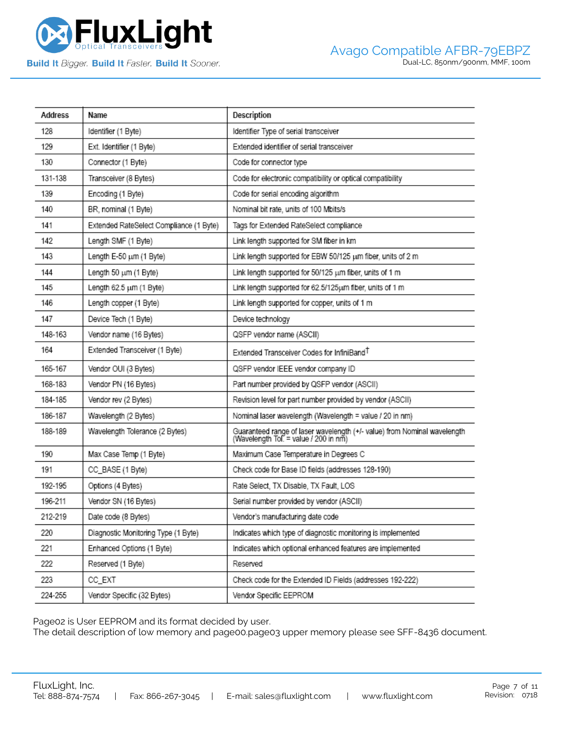| Address | Name | Description |
|---|---|---|
| 128 | Identifier (1 Byte) | Identifier Type of serial transceiver |
| 129 | Ext. Identifier (1 Byte) | Extended identifier of serial transceiver |
| 130 | Connector (1 Byte) | Code for connector type |
| 131-138 | Transceiver (8 Bytes) | Code for electronic compatibility or optical compatibility |
| 139 | Encoding (1 Byte) | Code for serial encoding algorithm |
| 140 | BR, nominal (1 Byte) | Nominal bit rate, units of 100 Mbits/s |
| 141 | Extended RateSelect Compliance (1 Byte) | Tags for Extended RateSelect compliance |
| 142 | Length SMF (1 Byte) | Link length supported for SM fiber in km |
| 143 | Length E-50 µm (1 Byte) | Link length supported for EBW 50/125 µm fiber, units of 2 m |
| 144 | Length 50 µm (1 Byte) | Link length supported for 50/125 µm fiber, units of 1 m |
| 145 | Length 62.5 µm (1 Byte) | Link length supported for 62.5/125µm fiber, units of 1 m |
| 146 | Length copper (1 Byte) | Link length supported for copper, units of 1 m |
| 147 | Device Tech (1 Byte) | Device technology |
| 148-163 | Vendor name (16 Bytes) | QSFP vendor name (ASCII) |
| 164 | Extended Transceiver (1 Byte) | Extended Transceiver Codes for InfiniBand† |
| 165-167 | Vendor OUI (3 Bytes) | QSFP vendor IEEE vendor company ID |
| 168-183 | Vendor PN (16 Bytes) | Part number provided by QSFP vendor (ASCII) |
| 184-185 | Vendor rev (2 Bytes) | Revision level for part number provided by vendor (ASCII) |
| 186-187 | Wavelength (2 Bytes) | Nominal laser wavelength (Wavelength = value / 20 in nm) |
| 188-189 | Wavelength Tolerance (2 Bytes) | Guaranteed range of laser wavelength (+/- value) from Nominal wavelength (Wavelength Tol. = value / 200 in nm) |
| 190 | Max Case Temp (1 Byte) | Maximum Case Temperature in Degrees C |
| 191 | CC_BASE (1 Byte) | Check code for Base ID fields (addresses 128-190) |
| 192-195 | Options (4 Bytes) | Rate Select, TX Disable, TX Fault, LOS |
| 196-211 | Vendor SN (16 Bytes) | Serial number provided by vendor (ASCII) |
| 212-219 | Date code (8 Bytes) | Vendor's manufacturing date code |
| 220 | Diagnostic Monitoring Type (1 Byte) | Indicates which type of diagnostic monitoring is implemented |
| 221 | Enhanced Options (1 Byte) | Indicates which optional enhanced features are implemented |
| 222 | Reserved (1 Byte) | Reserved |
| 223 | CC_EXT | Check code for the Extended ID Fields (addresses 192-222) |
| 224-255 | Vendor Specific (32 Bytes) | Vendor Specific EEPROM |

Page02 is User EEPROM and its format decided by user.
The detail description of low memory and page00.page03 upper memory please see SFF-8436 document.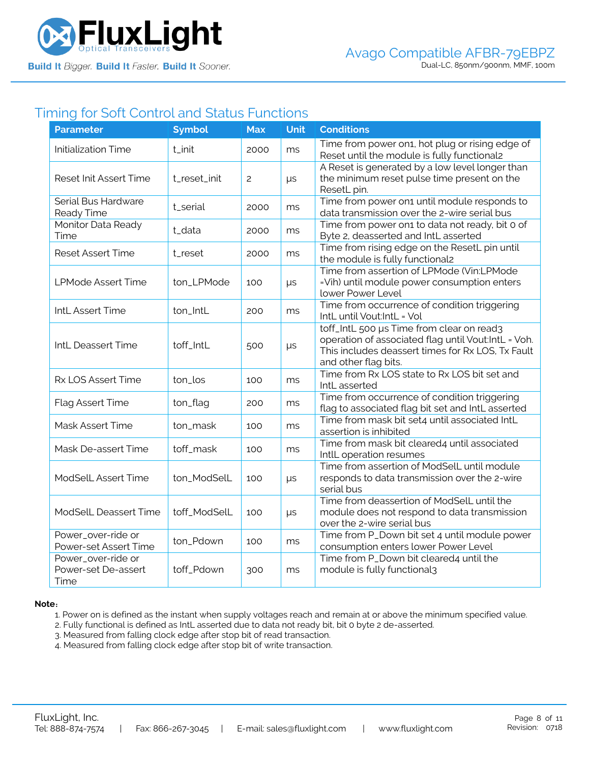## Timing for Soft Control and Status Functions

| Parameter | Symbol | Max | Unit | Conditions |
|---|---|---|---|---|
| Initialization Time | t_init | 2000 | ms | Time from power on1, hot plug or rising edge of Reset until the module is fully functional2 |
| Reset Init Assert Time | t_reset_init | 2 | μs | A Reset is generated by a low level longer than the minimum reset pulse time present on the ResetL pin. |
| Serial Bus Hardware Ready Time | t_serial | 2000 | ms | Time from power on1 until module responds to data transmission over the 2-wire serial bus |
| Monitor Data Ready Time | t_data | 2000 | ms | Time from power on1 to data not ready, bit 0 of Byte 2, deasserted and IntL asserted |
| Reset Assert Time | t_reset | 2000 | ms | Time from rising edge on the ResetL pin until the module is fully functional2 |
| LPMode Assert Time | ton_LPMode | 100 | μs | Time from assertion of LPMode (Vin:LPMode =Vih) until module power consumption enters lower Power Level |
| IntL Assert Time | ton_IntL | 200 | ms | Time from occurrence of condition triggering IntL until Vout:IntL = Vol |
| IntL Deassert Time | toff_IntL | 500 | μs | toff_IntL 500 μs Time from clear on read3 operation of associated flag until Vout:IntL = Voh. This includes deassert times for Rx LOS, Tx Fault and other flag bits. |
| Rx LOS Assert Time | ton_los | 100 | ms | Time from Rx LOS state to Rx LOS bit set and IntL asserted |
| Flag Assert Time | ton_flag | 200 | ms | Time from occurrence of condition triggering flag to associated flag bit set and IntL asserted |
| Mask Assert Time | ton_mask | 100 | ms | Time from mask bit set4 until associated IntL assertion is inhibited |
| Mask De-assert Time | toff_mask | 100 | ms | Time from mask bit cleared4 until associated IntlL operation resumes |
| ModSelL Assert Time | ton_ModSelL | 100 | μs | Time from assertion of ModSelL until module responds to data transmission over the 2-wire serial bus |
| ModSelL Deassert Time | toff_ModSelL | 100 | μs | Time from deassertion of ModSelL until the module does not respond to data transmission over the 2-wire serial bus |
| Power_over-ride or Power-set Assert Time | ton_Pdown | 100 | ms | Time from P_Down bit set 4 until module power consumption enters lower Power Level |
| Power_over-ride or Power-set De-assert Time | toff_Pdown | 300 | ms | Time from P_Down bit cleared4 until the module is fully functional3 |

**Note**:

1. Power on is defined as the instant when supply voltages reach and remain at or above the minimum specified value.
2. Fully functional is defined as IntL asserted due to data not ready bit, bit 0 byte 2 de-asserted.
3. Measured from falling clock edge after stop bit of read transaction.
4. Measured from falling clock edge after stop bit of write transaction.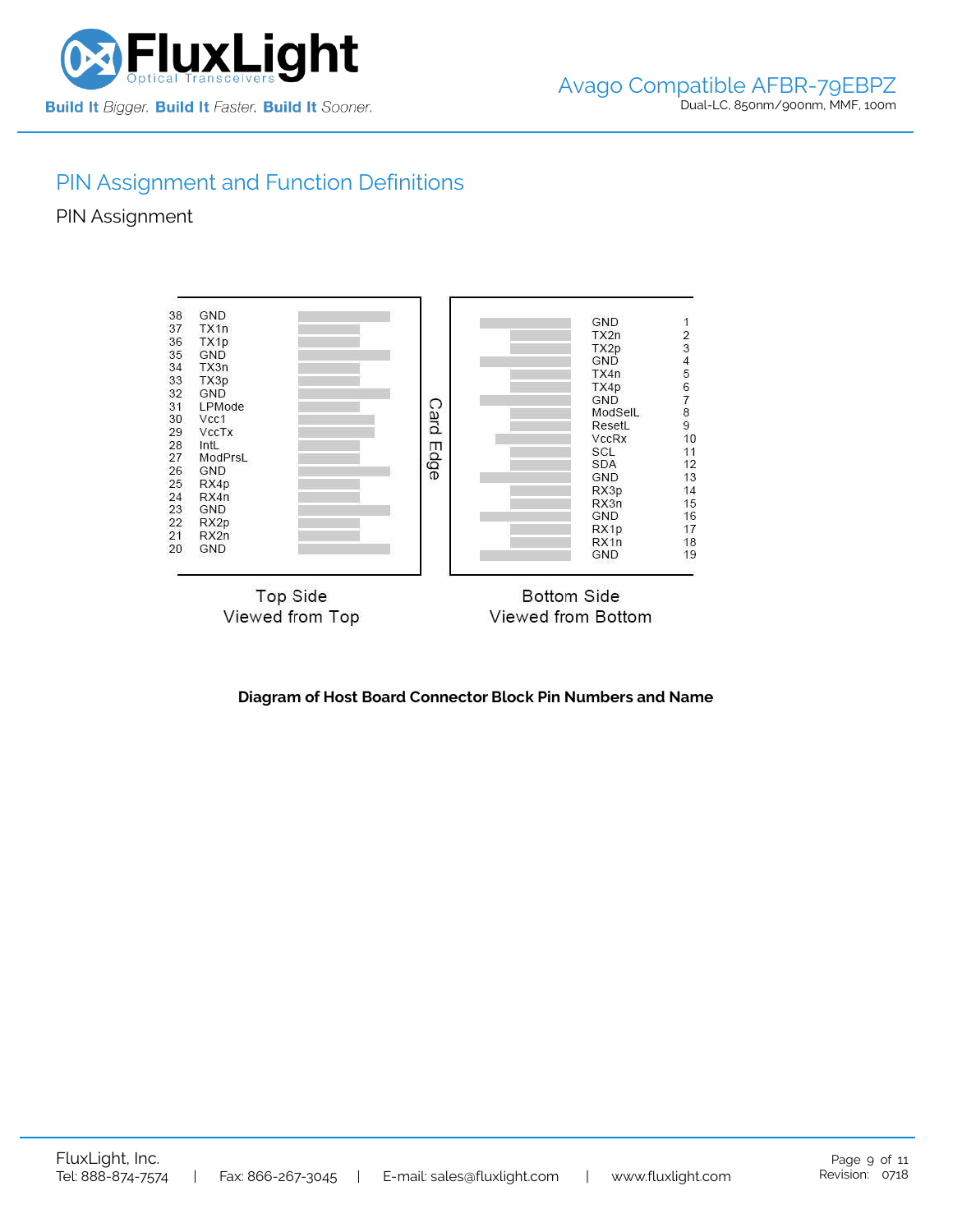## PIN Assignment and Function Definitions

### PIN Assignment

**Top Side (Viewed from Top)**

| Pin | Name |
|---|---|
| 38 | GND |
| 37 | TX1n |
| 36 | TX1p |
| 35 | GND |
| 34 | TX3n |
| 33 | TX3p |
| 32 | GND |
| 31 | LPMode |
| 30 | Vcc1 |
| 29 | VccTx |
| 28 | IntL |
| 27 | ModPrsL |
| 26 | GND |
| 25 | RX4p |
| 24 | RX4n |
| 23 | GND |
| 22 | RX2p |
| 21 | RX2n |
| 20 | GND |

Card Edge

**Bottom Side (Viewed from Bottom)**

| Name | Pin |
|---|---|
| GND | 1 |
| TX2n | 2 |
| TX2p | 3 |
| GND | 4 |
| TX4n | 5 |
| TX4p | 6 |
| GND | 7 |
| ModSelL | 8 |
| ResetL | 9 |
| VccRx | 10 |
| SCL | 11 |
| SDA | 12 |
| GND | 13 |
| RX3p | 14 |
| RX3n | 15 |
| GND | 16 |
| RX1p | 17 |
| RX1n | 18 |
| GND | 19 |

**Diagram of Host Board Connector Block Pin Numbers and Name**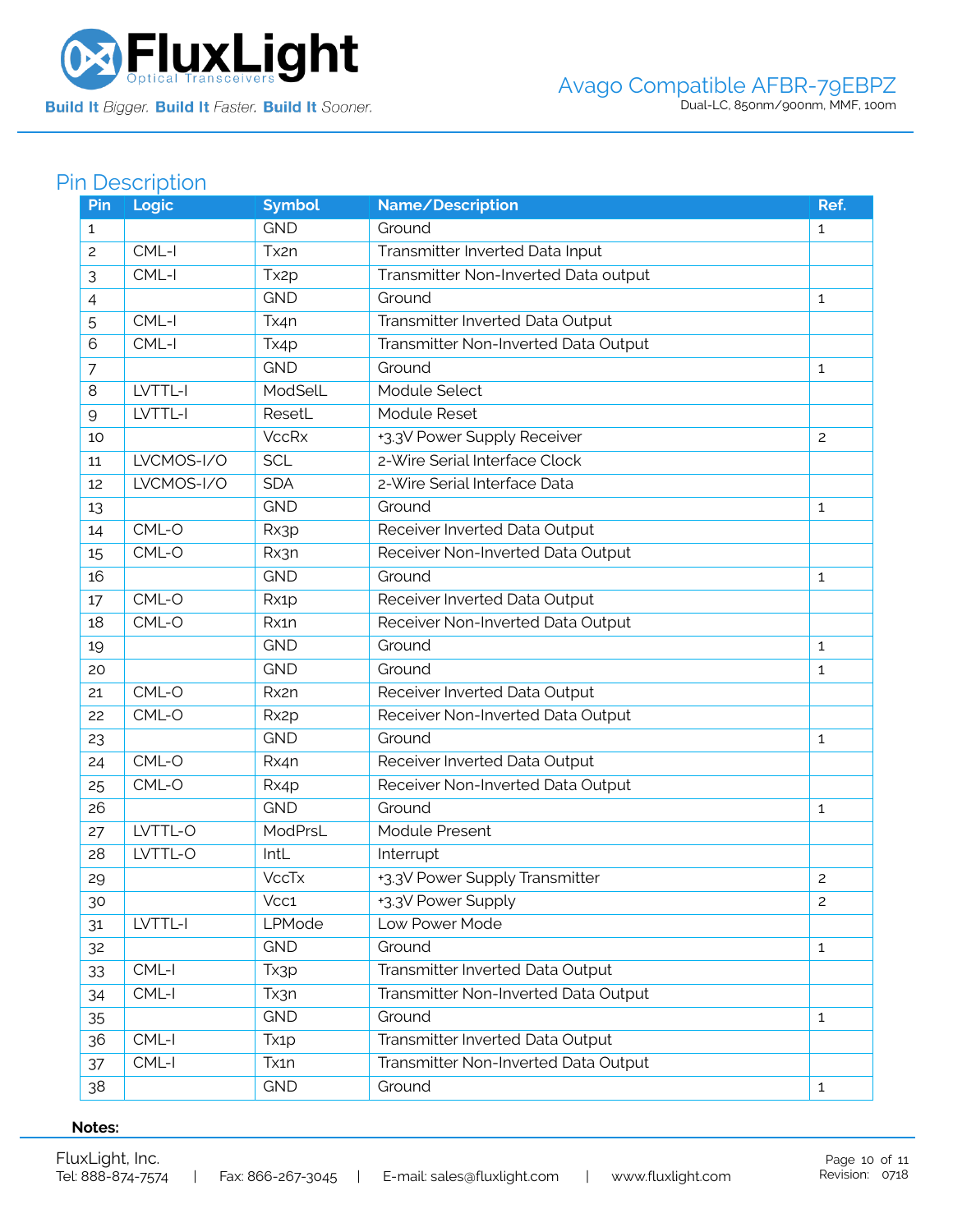## Pin Description

| Pin | Logic | Symbol | Name/Description | Ref. |
|---|---|---|---|---|
| 1 | | GND | Ground | 1 |
| 2 | CML-I | Tx2n | Transmitter Inverted Data Input | |
| 3 | CML-I | Tx2p | Transmitter Non-Inverted Data output | |
| 4 | | GND | Ground | 1 |
| 5 | CML-I | Tx4n | Transmitter Inverted Data Output | |
| 6 | CML-I | Tx4p | Transmitter Non-Inverted Data Output | |
| 7 | | GND | Ground | 1 |
| 8 | LVTTL-I | ModSelL | Module Select | |
| 9 | LVTTL-I | ResetL | Module Reset | |
| 10 | | VccRx | +3.3V Power Supply Receiver | 2 |
| 11 | LVCMOS-I/O | SCL | 2-Wire Serial Interface Clock | |
| 12 | LVCMOS-I/O | SDA | 2-Wire Serial Interface Data | |
| 13 | | GND | Ground | 1 |
| 14 | CML-O | Rx3p | Receiver Inverted Data Output | |
| 15 | CML-O | Rx3n | Receiver Non-Inverted Data Output | |
| 16 | | GND | Ground | 1 |
| 17 | CML-O | Rx1p | Receiver Inverted Data Output | |
| 18 | CML-O | Rx1n | Receiver Non-Inverted Data Output | |
| 19 | | GND | Ground | 1 |
| 20 | | GND | Ground | 1 |
| 21 | CML-O | Rx2n | Receiver Inverted Data Output | |
| 22 | CML-O | Rx2p | Receiver Non-Inverted Data Output | |
| 23 | | GND | Ground | 1 |
| 24 | CML-O | Rx4n | Receiver Inverted Data Output | |
| 25 | CML-O | Rx4p | Receiver Non-Inverted Data Output | |
| 26 | | GND | Ground | 1 |
| 27 | LVTTL-O | ModPrsL | Module Present | |
| 28 | LVTTL-O | IntL | Interrupt | |
| 29 | | VccTx | +3.3V Power Supply Transmitter | 2 |
| 30 | | Vcc1 | +3.3V Power Supply | 2 |
| 31 | LVTTL-I | LPMode | Low Power Mode | |
| 32 | | GND | Ground | 1 |
| 33 | CML-I | Tx3p | Transmitter Inverted Data Output | |
| 34 | CML-I | Tx3n | Transmitter Non-Inverted Data Output | |
| 35 | | GND | Ground | 1 |
| 36 | CML-I | Tx1p | Transmitter Inverted Data Output | |
| 37 | CML-I | Tx1n | Transmitter Non-Inverted Data Output | |
| 38 | | GND | Ground | 1 |

**Notes:**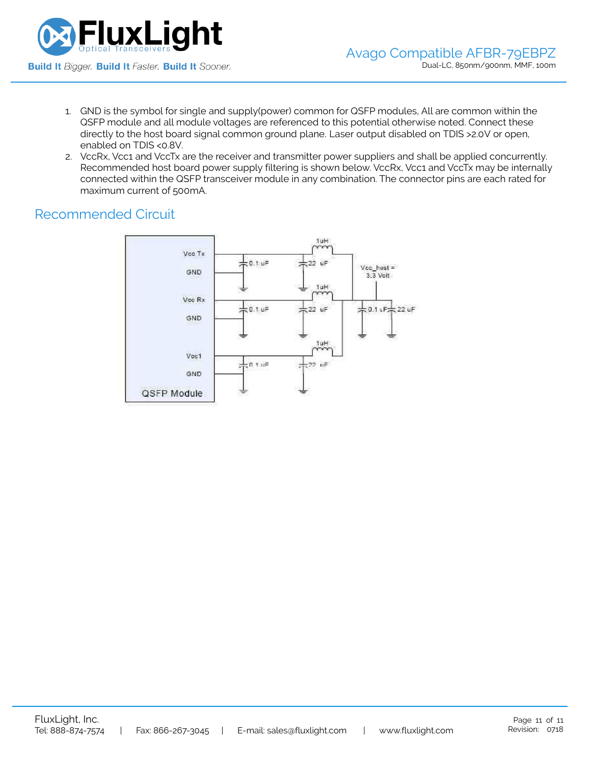1. GND is the symbol for single and supply(power) common for QSFP modules, All are common within the QSFP module and all module voltages are referenced to this potential otherwise noted. Connect these directly to the host board signal common ground plane. Laser output disabled on TDIS >2.0V or open, enabled on TDIS <0.8V.
2. VccRx, Vcc1 and VccTx are the receiver and transmitter power suppliers and shall be applied concurrently. Recommended host board power supply filtering is shown below. VccRx, Vcc1 and VccTx may be internally connected within the QSFP transceiver module in any combination. The connector pins are each rated for maximum current of 500mA.

## Recommended Circuit

Vcc Tx
GND
Vcc Rx
GND
Vcc1
GND
QSFP Module
0.1 uF
22 uF
1uH
0.1 uF
22 uF
1uH
0.1 uF
22 uF
1uH
Vcc_host = 3.3 Volt
0.1 uF
22 uF